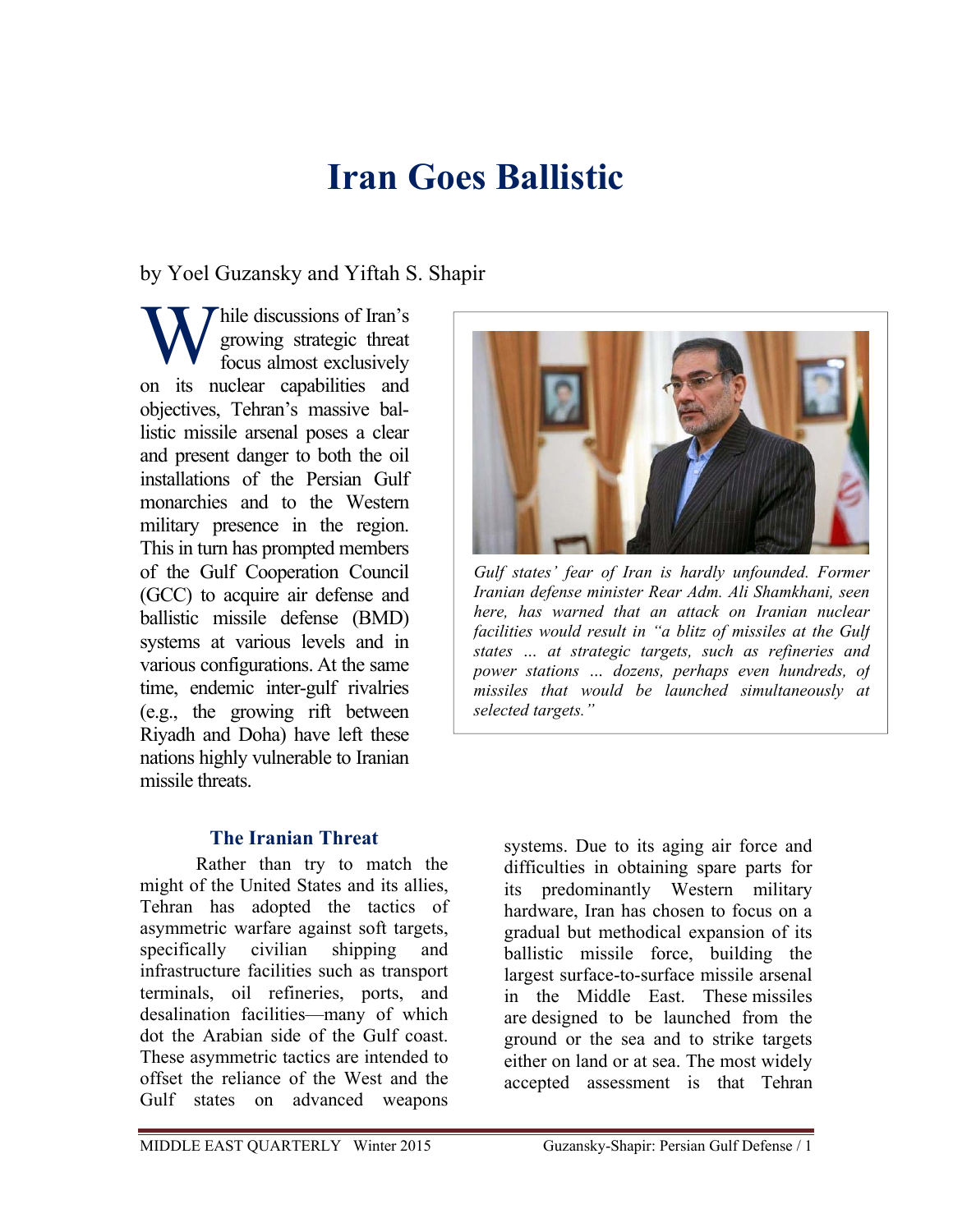# Iran Goes Ballistic

by Yoel Guzansky and Yiftah S. Shapir

While discussions of Iran's growing strategic threat focus almost exclusively on its nuclear capabilities and objectives, Tehran's massive ballistic missile arsenal poses a clear and present danger to both the oil installations of the Persian Gulf monarchies and to the Western military presence in the region. This in turn has prompted members of the Gulf Cooperation Council (GCC) to acquire air defense and ballistic missile defense (BMD) systems at various levels and in various configurations. At the same time, endemic inter-gulf rivalries (e.g., the growing rift between Riyadh and Doha) have left these nations highly vulnerable to Iranian missile threats.

*Gulf states' fear of Iran is hardly unfounded. Former Iranian defense minister Rear Adm. Ali Shamkhani, seen here, has warned that an attack on Iranian nuclear facilities would result in "a blitz of missiles at the Gulf states ... at strategic targets, such as refineries and power stations ... dozens, perhaps even hundreds, of missiles that would be launched simultaneously at selected targets."*

## The Iranian Threat

Rather than try to match the might of the United States and its allies, Tehran has adopted the tactics of asymmetric warfare against soft targets, specifically civilian shipping and infrastructure facilities such as transport terminals, oil refineries, ports, and desalination facilities—many of which dot the Arabian side of the Gulf coast. These asymmetric tactics are intended to offset the reliance of the West and the Gulf states on advanced weapons systems. Due to its aging air force and difficulties in obtaining spare parts for its predominantly Western military hardware, Iran has chosen to focus on a gradual but methodical expansion of its ballistic missile force, building the largest surface-to-surface missile arsenal in the Middle East. These missiles are designed to be launched from the ground or the sea and to strike targets either on land or at sea. The most widely accepted assessment is that Tehran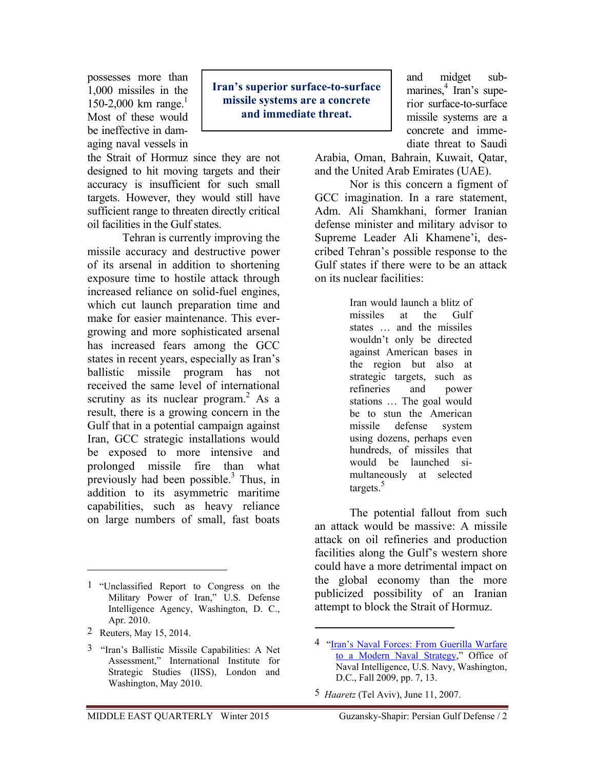possesses more than 1,000 missiles in the 150-2,000 km range.[1] Most of these would be ineffective in damaging naval vessels in the Strait of Hormuz since they are not designed to hit moving targets and their accuracy is insufficient for such small targets. However, they would still have sufficient range to threaten directly critical oil facilities in the Gulf states.

**Iran's superior surface-to-surface missile systems are a concrete and immediate threat.**

Tehran is currently improving the missile accuracy and destructive power of its arsenal in addition to shortening exposure time to hostile attack through increased reliance on solid-fuel engines, which cut launch preparation time and make for easier maintenance. This ever-growing and more sophisticated arsenal has increased fears among the GCC states in recent years, especially as Iran's ballistic missile program has not received the same level of international scrutiny as its nuclear program.[2] As a result, there is a growing concern in the Gulf that in a potential campaign against Iran, GCC strategic installations would be exposed to more intensive and prolonged missile fire than what previously had been possible.[3] Thus, in addition to its asymmetric maritime capabilities, such as heavy reliance on large numbers of small, fast boats and midget submarines,[4] Iran's superior surface-to-surface missile systems are a concrete and immediate threat to Saudi Arabia, Oman, Bahrain, Kuwait, Qatar, and the United Arab Emirates (UAE).

Nor is this concern a figment of GCC imagination. In a rare statement, Adm. Ali Shamkhani, former Iranian defense minister and military advisor to Supreme Leader Ali Khamene'i, described Tehran's possible response to the Gulf states if there were to be an attack on its nuclear facilities:

> Iran would launch a blitz of missiles at the Gulf states … and the missiles wouldn't only be directed against American bases in the region but also at strategic targets, such as refineries and power stations … The goal would be to stun the American missile defense system using dozens, perhaps even hundreds, of missiles that would be launched simultaneously at selected targets.[5]

The potential fallout from such an attack would be massive: A missile attack on oil refineries and production facilities along the Gulf's western shore could have a more detrimental impact on the global economy than the more publicized possibility of an Iranian attempt to block the Strait of Hormuz.

---

1 "Unclassified Report to Congress on the Military Power of Iran," U.S. Defense Intelligence Agency, Washington, D. C., Apr. 2010.

2 Reuters, May 15, 2014.

3 "Iran's Ballistic Missile Capabilities: A Net Assessment," International Institute for Strategic Studies (IISS), London and Washington, May 2010.

4 "Iran's Naval Forces: From Guerilla Warfare to a Modern Naval Strategy," Office of Naval Intelligence, U.S. Navy, Washington, D.C., Fall 2009, pp. 7, 13.

5 *Haaretz* (Tel Aviv), June 11, 2007.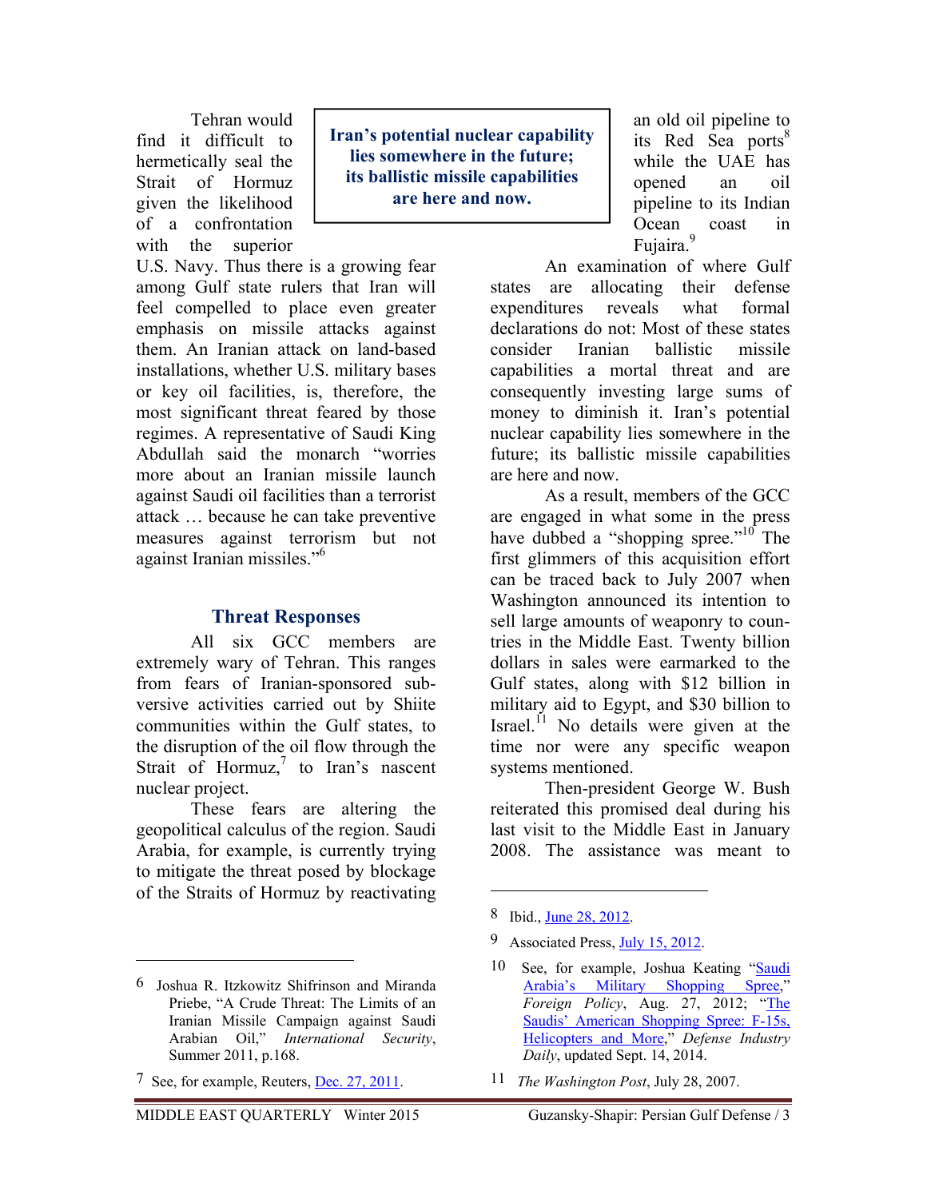Tehran would find it difficult to hermetically seal the Strait of Hormuz given the likelihood of a confrontation with the superior U.S. Navy. Thus there is a growing fear among Gulf state rulers that Iran will feel compelled to place even greater emphasis on missile attacks against them. An Iranian attack on land-based installations, whether U.S. military bases or key oil facilities, is, therefore, the most significant threat feared by those regimes. A representative of Saudi King Abdullah said the monarch "worries more about an Iranian missile launch against Saudi oil facilities than a terrorist attack … because he can take preventive measures against terrorism but not against Iranian missiles."[6]

**Iran's potential nuclear capability lies somewhere in the future; its ballistic missile capabilities are here and now.**

## Threat Responses

All six GCC members are extremely wary of Tehran. This ranges from fears of Iranian-sponsored subversive activities carried out by Shiite communities within the Gulf states, to the disruption of the oil flow through the Strait of Hormuz,[7] to Iran's nascent nuclear project.

These fears are altering the geopolitical calculus of the region. Saudi Arabia, for example, is currently trying to mitigate the threat posed by blockage of the Straits of Hormuz by reactivating an old oil pipeline to its Red Sea ports[8] while the UAE has opened an oil pipeline to its Indian Ocean coast in Fujaira.[9]

An examination of where Gulf states are allocating their defense expenditures reveals what formal declarations do not: Most of these states consider Iranian ballistic missile capabilities a mortal threat and are consequently investing large sums of money to diminish it. Iran's potential nuclear capability lies somewhere in the future; its ballistic missile capabilities are here and now.

As a result, members of the GCC are engaged in what some in the press have dubbed a "shopping spree."[10] The first glimmers of this acquisition effort can be traced back to July 2007 when Washington announced its intention to sell large amounts of weaponry to countries in the Middle East. Twenty billion dollars in sales were earmarked to the Gulf states, along with $12 billion in military aid to Egypt, and $30 billion to Israel.[11] No details were given at the time nor were any specific weapon systems mentioned.

Then-president George W. Bush reiterated this promised deal during his last visit to the Middle East in January 2008. The assistance was meant to

---

6 Joshua R. Itzkowitz Shifrinson and Miranda Priebe, "A Crude Threat: The Limits of an Iranian Missile Campaign against Saudi Arabian Oil," *International Security*, Summer 2011, p.168.

7 See, for example, Reuters, Dec. 27, 2011.

8 Ibid., June 28, 2012.

9 Associated Press, July 15, 2012.

10 See, for example, Joshua Keating "Saudi Arabia's Military Shopping Spree," *Foreign Policy*, Aug. 27, 2012; "The Saudis' American Shopping Spree: F-15s, Helicopters and More," *Defense Industry Daily*, updated Sept. 14, 2014.

11 *The Washington Post*, July 28, 2007.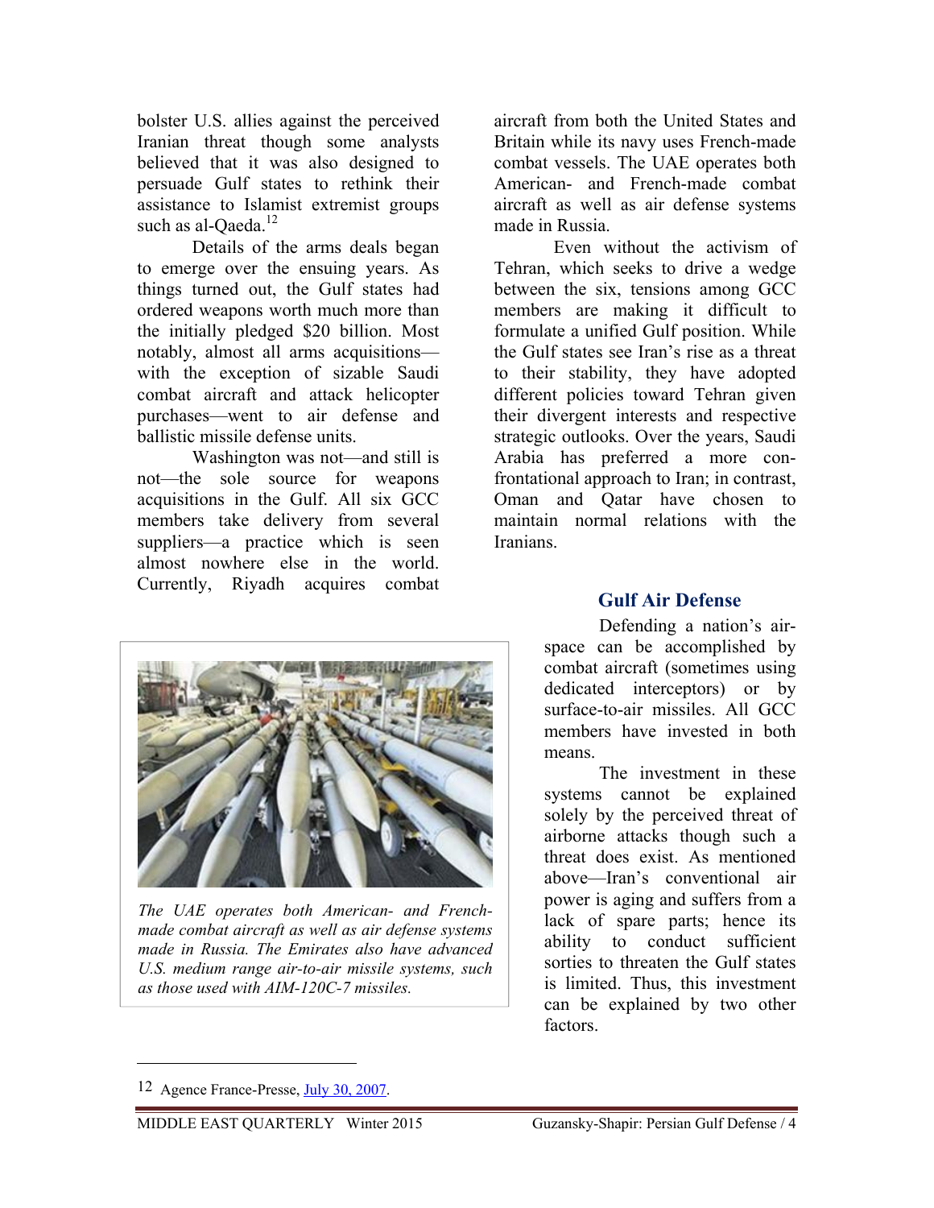bolster U.S. allies against the perceived Iranian threat though some analysts believed that it was also designed to persuade Gulf states to rethink their assistance to Islamist extremist groups such as al-Qaeda.[12]

Details of the arms deals began to emerge over the ensuing years. As things turned out, the Gulf states had ordered weapons worth much more than the initially pledged $20 billion. Most notably, almost all arms acquisitions—with the exception of sizable Saudi combat aircraft and attack helicopter purchases—went to air defense and ballistic missile defense units.

Washington was not—and still is not—the sole source for weapons acquisitions in the Gulf. All six GCC members take delivery from several suppliers—a practice which is seen almost nowhere else in the world. Currently, Riyadh acquires combat aircraft from both the United States and Britain while its navy uses French-made combat vessels. The UAE operates both American- and French-made combat aircraft as well as air defense systems made in Russia.

Even without the activism of Tehran, which seeks to drive a wedge between the six, tensions among GCC members are making it difficult to formulate a unified Gulf position. While the Gulf states see Iran's rise as a threat to their stability, they have adopted different policies toward Tehran given their divergent interests and respective strategic outlooks. Over the years, Saudi Arabia has preferred a more confrontational approach to Iran; in contrast, Oman and Qatar have chosen to maintain normal relations with the Iranians.

*The UAE operates both American- and French-made combat aircraft as well as air defense systems made in Russia. The Emirates also have advanced U.S. medium range air-to-air missile systems, such as those used with AIM-120C-7 missiles.*

## Gulf Air Defense

Defending a nation's airspace can be accomplished by combat aircraft (sometimes using dedicated interceptors) or by surface-to-air missiles. All GCC members have invested in both means.

The investment in these systems cannot be explained solely by the perceived threat of airborne attacks though such a threat does exist. As mentioned above—Iran's conventional air power is aging and suffers from a lack of spare parts; hence its ability to conduct sufficient sorties to threaten the Gulf states is limited. Thus, this investment can be explained by two other factors.

---

12 Agence France-Presse, July 30, 2007.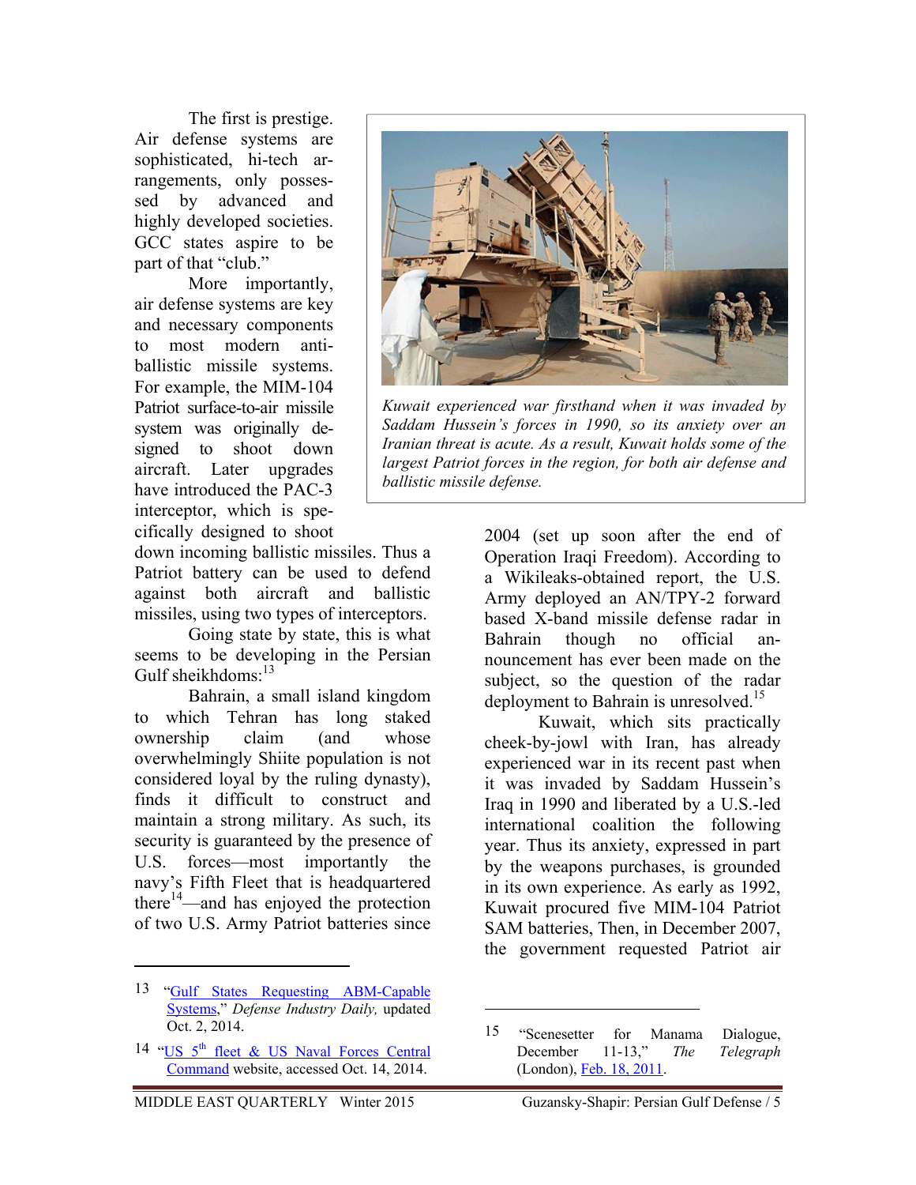The first is prestige. Air defense systems are sophisticated, hi-tech arrangements, only possessed by advanced and highly developed societies. GCC states aspire to be part of that "club."

More importantly, air defense systems are key and necessary components to most modern anti-ballistic missile systems. For example, the MIM-104 Patriot surface-to-air missile system was originally designed to shoot down aircraft. Later upgrades have introduced the PAC-3 interceptor, which is specifically designed to shoot down incoming ballistic missiles. Thus a Patriot battery can be used to defend against both aircraft and ballistic missiles, using two types of interceptors.

Going state by state, this is what seems to be developing in the Persian Gulf sheikhdoms:[13]

Bahrain, a small island kingdom to which Tehran has long staked ownership claim (and whose overwhelmingly Shiite population is not considered loyal by the ruling dynasty), finds it difficult to construct and maintain a strong military. As such, its security is guaranteed by the presence of U.S. forces—most importantly the navy's Fifth Fleet that is headquartered there[14]—and has enjoyed the protection of two U.S. Army Patriot batteries since 2004 (set up soon after the end of Operation Iraqi Freedom). According to a Wikileaks-obtained report, the U.S. Army deployed an AN/TPY-2 forward based X-band missile defense radar in Bahrain though no official announcement has ever been made on the subject, so the question of the radar deployment to Bahrain is unresolved.[15]

*Kuwait experienced war firsthand when it was invaded by Saddam Hussein's forces in 1990, so its anxiety over an Iranian threat is acute. As a result, Kuwait holds some of the largest Patriot forces in the region, for both air defense and ballistic missile defense.*

Kuwait, which sits practically cheek-by-jowl with Iran, has already experienced war in its recent past when it was invaded by Saddam Hussein's Iraq in 1990 and liberated by a U.S.-led international coalition the following year. Thus its anxiety, expressed in part by the weapons purchases, is grounded in its own experience. As early as 1992, Kuwait procured five MIM-104 Patriot SAM batteries, Then, in December 2007, the government requested Patriot air

---

13 "Gulf States Requesting ABM-Capable Systems," *Defense Industry Daily,* updated Oct. 2, 2014.

14 "US 5th fleet & US Naval Forces Central Command website, accessed Oct. 14, 2014.

15 "Scenesetter for Manama Dialogue, December 11-13," *The Telegraph* (London), Feb. 18, 2011.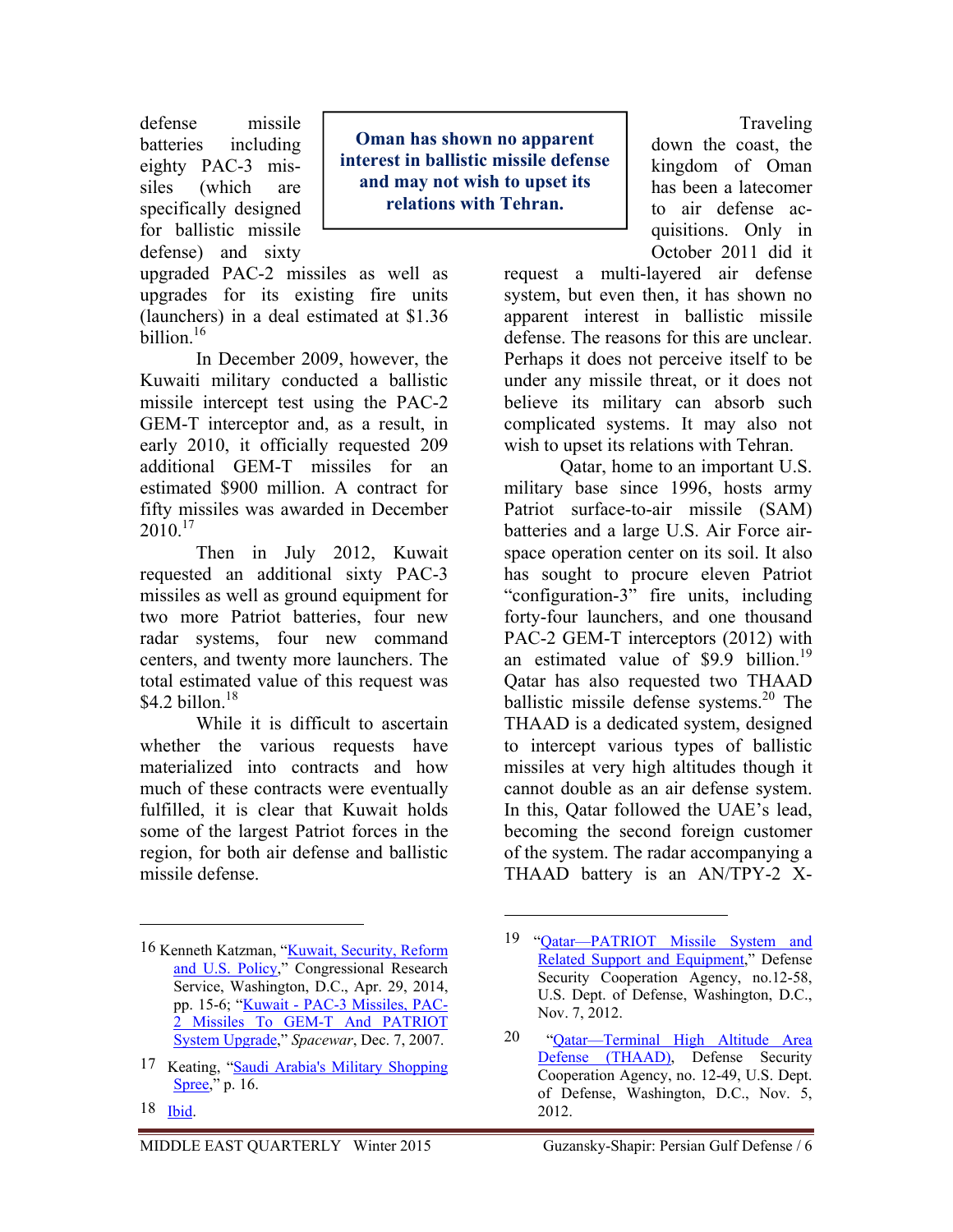defense missile batteries including eighty PAC-3 missiles (which are specifically designed for ballistic missile defense) and sixty upgraded PAC-2 missiles as well as upgrades for its existing fire units (launchers) in a deal estimated at $1.36 billion.[16]

In December 2009, however, the Kuwaiti military conducted a ballistic missile intercept test using the PAC-2 GEM-T interceptor and, as a result, in early 2010, it officially requested 209 additional GEM-T missiles for an estimated $900 million. A contract for fifty missiles was awarded in December 2010.[17]

Then in July 2012, Kuwait requested an additional sixty PAC-3 missiles as well as ground equipment for two more Patriot batteries, four new radar systems, four new command centers, and twenty more launchers. The total estimated value of this request was $4.2 billon.[18]

While it is difficult to ascertain whether the various requests have materialized into contracts and how much of these contracts were eventually fulfilled, it is clear that Kuwait holds some of the largest Patriot forces in the region, for both air defense and ballistic missile defense.

**Oman has shown no apparent interest in ballistic missile defense and may not wish to upset its relations with Tehran.**

Traveling down the coast, the kingdom of Oman has been a latecomer to air defense acquisitions. Only in October 2011 did it request a multi-layered air defense system, but even then, it has shown no apparent interest in ballistic missile defense. The reasons for this are unclear. Perhaps it does not perceive itself to be under any missile threat, or it does not believe its military can absorb such complicated systems. It may also not wish to upset its relations with Tehran.

Qatar, home to an important U.S. military base since 1996, hosts army Patriot surface-to-air missile (SAM) batteries and a large U.S. Air Force airspace operation center on its soil. It also has sought to procure eleven Patriot "configuration-3" fire units, including forty-four launchers, and one thousand PAC-2 GEM-T interceptors (2012) with an estimated value of $9.9 billion.[19] Qatar has also requested two THAAD ballistic missile defense systems.[20] The THAAD is a dedicated system, designed to intercept various types of ballistic missiles at very high altitudes though it cannot double as an air defense system. In this, Qatar followed the UAE's lead, becoming the second foreign customer of the system. The radar accompanying a THAAD battery is an AN/TPY-2 X-

---

16 Kenneth Katzman, "Kuwait, Security, Reform and U.S. Policy," Congressional Research Service, Washington, D.C., Apr. 29, 2014, pp. 15-6; "Kuwait - PAC-3 Missiles, PAC-2 Missiles To GEM-T And PATRIOT System Upgrade," *Spacewar*, Dec. 7, 2007.

17 Keating, "Saudi Arabia's Military Shopping Spree," p. 16.

18 Ibid.

19 "Qatar—PATRIOT Missile System and Related Support and Equipment," Defense Security Cooperation Agency, no.12-58, U.S. Dept. of Defense, Washington, D.C., Nov. 7, 2012.

20 "Qatar—Terminal High Altitude Area Defense (THAAD), Defense Security Cooperation Agency, no. 12-49, U.S. Dept. of Defense, Washington, D.C., Nov. 5, 2012.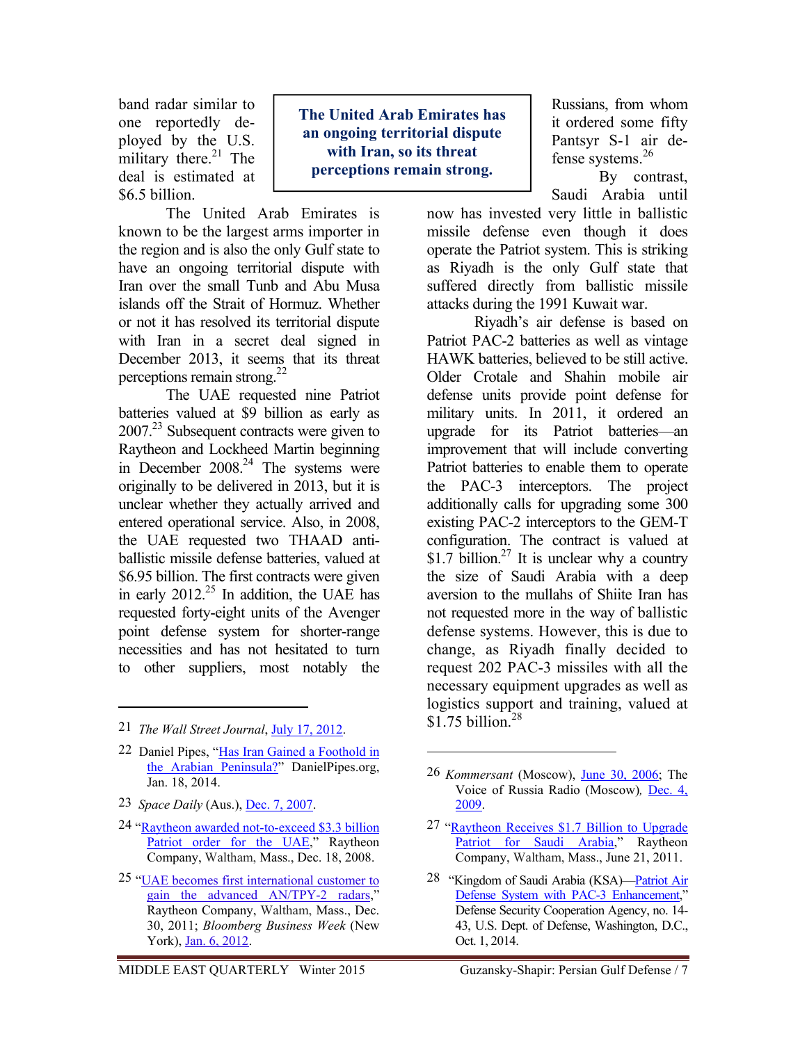band radar similar to one reportedly deployed by the U.S. military there.[21] The deal is estimated at $6.5 billion.

The United Arab Emirates is known to be the largest arms importer in the region and is also the only Gulf state to have an ongoing territorial dispute with Iran over the small Tunb and Abu Musa islands off the Strait of Hormuz. Whether or not it has resolved its territorial dispute with Iran in a secret deal signed in December 2013, it seems that its threat perceptions remain strong.[22]

**The United Arab Emirates has an ongoing territorial dispute with Iran, so its threat perceptions remain strong.**

The UAE requested nine Patriot batteries valued at $9 billion as early as 2007.[23] Subsequent contracts were given to Raytheon and Lockheed Martin beginning in December 2008.[24] The systems were originally to be delivered in 2013, but it is unclear whether they actually arrived and entered operational service. Also, in 2008, the UAE requested two THAAD anti-ballistic missile defense batteries, valued at $6.95 billion. The first contracts were given in early 2012.[25] In addition, the UAE has requested forty-eight units of the Avenger point defense system for shorter-range necessities and has not hesitated to turn to other suppliers, most notably the Russians, from whom it ordered some fifty Pantsyr S-1 air defense systems.[26]

By contrast, Saudi Arabia until now has invested very little in ballistic missile defense even though it does operate the Patriot system. This is striking as Riyadh is the only Gulf state that suffered directly from ballistic missile attacks during the 1991 Kuwait war.

Riyadh's air defense is based on Patriot PAC-2 batteries as well as vintage HAWK batteries, believed to be still active. Older Crotale and Shahin mobile air defense units provide point defense for military units. In 2011, it ordered an upgrade for its Patriot batteries—an improvement that will include converting Patriot batteries to enable them to operate the PAC-3 interceptors. The project additionally calls for upgrading some 300 existing PAC-2 interceptors to the GEM-T configuration. The contract is valued at $1.7 billion.[27] It is unclear why a country the size of Saudi Arabia with a deep aversion to the mullahs of Shiite Iran has not requested more in the way of ballistic defense systems. However, this is due to change, as Riyadh finally decided to request 202 PAC-3 missiles with all the necessary equipment upgrades as well as logistics support and training, valued at $1.75 billion.[28]

---

21 *The Wall Street Journal*, July 17, 2012.

22 Daniel Pipes, "Has Iran Gained a Foothold in the Arabian Peninsula?" DanielPipes.org, Jan. 18, 2014.

23 *Space Daily* (Aus.), Dec. 7, 2007.

24 "Raytheon awarded not-to-exceed $3.3 billion Patriot order for the UAE," Raytheon Company, Waltham, Mass., Dec. 18, 2008.

25 "UAE becomes first international customer to gain the advanced AN/TPY-2 radars," Raytheon Company, Waltham, Mass., Dec. 30, 2011; *Bloomberg Business Week* (New York), Jan. 6, 2012.

26 *Kommersant* (Moscow), June 30, 2006; The Voice of Russia Radio (Moscow), Dec. 4, 2009.

27 "Raytheon Receives $1.7 Billion to Upgrade Patriot for Saudi Arabia," Raytheon Company, Waltham, Mass., June 21, 2011.

28 "Kingdom of Saudi Arabia (KSA)—Patriot Air Defense System with PAC-3 Enhancement," Defense Security Cooperation Agency, no. 14-43, U.S. Dept. of Defense, Washington, D.C., Oct. 1, 2014.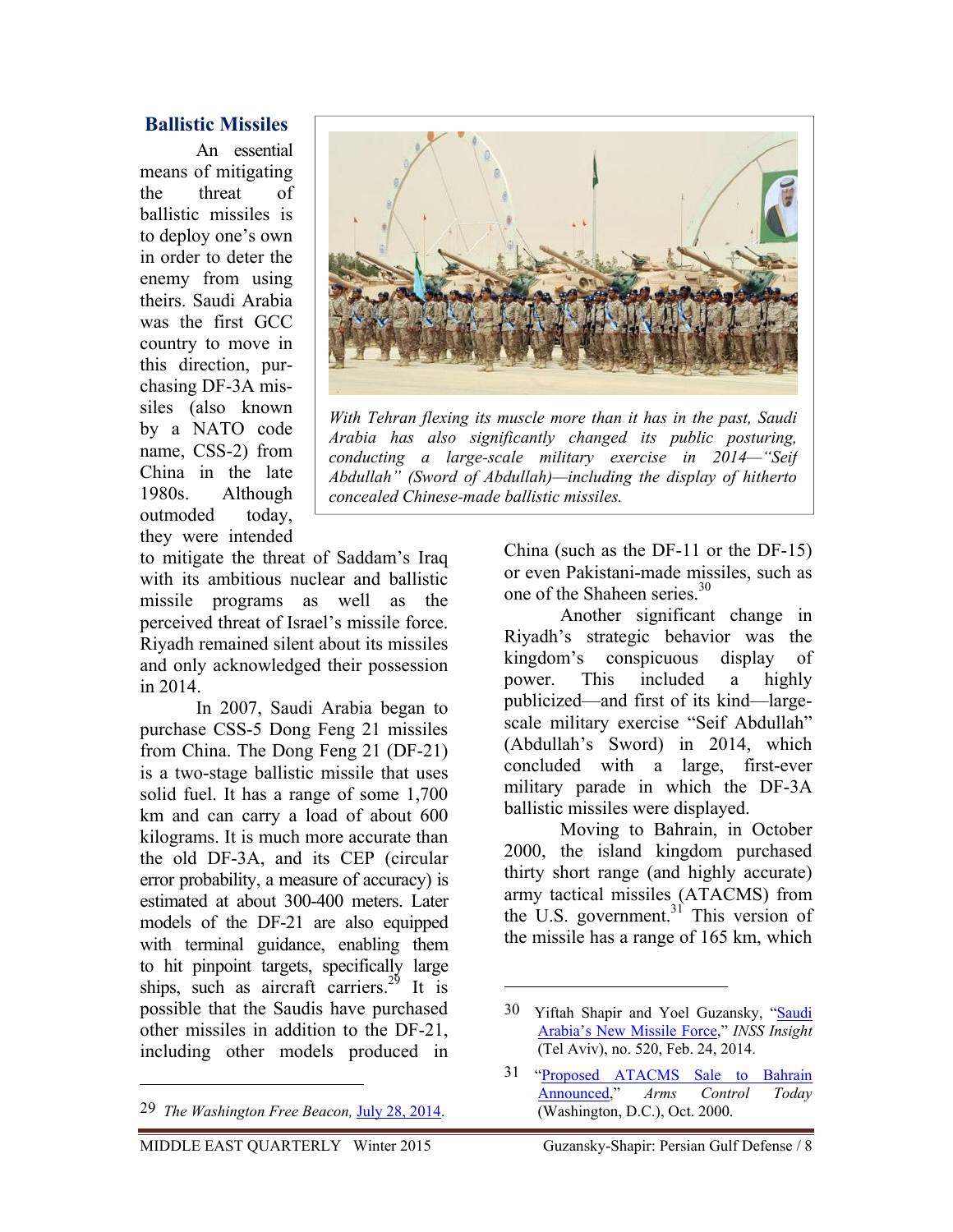## Ballistic Missiles

An essential means of mitigating the threat of ballistic missiles is to deploy one's own in order to deter the enemy from using theirs. Saudi Arabia was the first GCC country to move in this direction, purchasing DF-3A missiles (also known by a NATO code name, CSS-2) from China in the late 1980s. Although outmoded today, they were intended to mitigate the threat of Saddam's Iraq with its ambitious nuclear and ballistic missile programs as well as the perceived threat of Israel's missile force. Riyadh remained silent about its missiles and only acknowledged their possession in 2014.

*With Tehran flexing its muscle more than it has in the past, Saudi Arabia has also significantly changed its public posturing, conducting a large-scale military exercise in 2014—"Seif Abdullah" (Sword of Abdullah)—including the display of hitherto concealed Chinese-made ballistic missiles.*

In 2007, Saudi Arabia began to purchase CSS-5 Dong Feng 21 missiles from China. The Dong Feng 21 (DF-21) is a two-stage ballistic missile that uses solid fuel. It has a range of some 1,700 km and can carry a load of about 600 kilograms. It is much more accurate than the old DF-3A, and its CEP (circular error probability, a measure of accuracy) is estimated at about 300-400 meters. Later models of the DF-21 are also equipped with terminal guidance, enabling them to hit pinpoint targets, specifically large ships, such as aircraft carriers.[29] It is possible that the Saudis have purchased other missiles in addition to the DF-21, including other models produced in China (such as the DF-11 or the DF-15) or even Pakistani-made missiles, such as one of the Shaheen series.[30]

Another significant change in Riyadh's strategic behavior was the kingdom's conspicuous display of power. This included a highly publicized—and first of its kind—large-scale military exercise "Seif Abdullah" (Abdullah's Sword) in 2014, which concluded with a large, first-ever military parade in which the DF-3A ballistic missiles were displayed.

Moving to Bahrain, in October 2000, the island kingdom purchased thirty short range (and highly accurate) army tactical missiles (ATACMS) from the U.S. government.[31] This version of the missile has a range of 165 km, which

---

29 *The Washington Free Beacon,* July 28, 2014.

30 Yiftah Shapir and Yoel Guzansky, "Saudi Arabia's New Missile Force," *INSS Insight* (Tel Aviv), no. 520, Feb. 24, 2014.

31 "Proposed ATACMS Sale to Bahrain Announced," *Arms Control Today* (Washington, D.C.), Oct. 2000.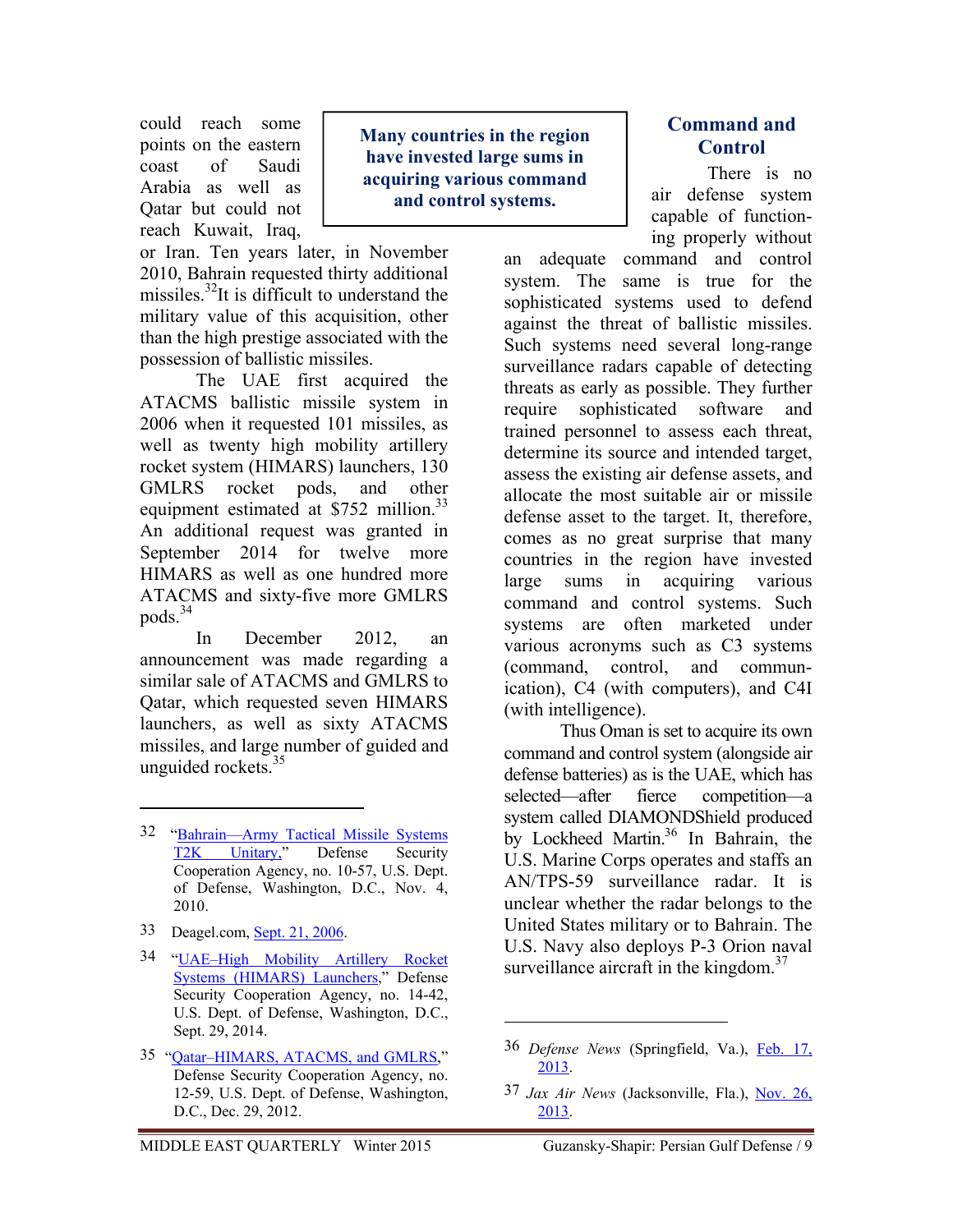could reach some points on the eastern coast of Saudi Arabia as well as Qatar but could not reach Kuwait, Iraq, or Iran. Ten years later, in November 2010, Bahrain requested thirty additional missiles.[32] It is difficult to understand the military value of this acquisition, other than the high prestige associated with the possession of ballistic missiles.

The UAE first acquired the ATACMS ballistic missile system in 2006 when it requested 101 missiles, as well as twenty high mobility artillery rocket system (HIMARS) launchers, 130 GMLRS rocket pods, and other equipment estimated at $752 million.[33] An additional request was granted in September 2014 for twelve more HIMARS as well as one hundred more ATACMS and sixty-five more GMLRS pods.[34]

In December 2012, an announcement was made regarding a similar sale of ATACMS and GMLRS to Qatar, which requested seven HIMARS launchers, as well as sixty ATACMS missiles, and large number of guided and unguided rockets.[35]

> **Many countries in the region have invested large sums in acquiring various command and control systems.**

## Command and Control

There is no air defense system capable of functioning properly without an adequate command and control system. The same is true for the sophisticated systems used to defend against the threat of ballistic missiles. Such systems need several long-range surveillance radars capable of detecting threats as early as possible. They further require sophisticated software and trained personnel to assess each threat, determine its source and intended target, assess the existing air defense assets, and allocate the most suitable air or missile defense asset to the target. It, therefore, comes as no great surprise that many countries in the region have invested large sums in acquiring various command and control systems. Such systems are often marketed under various acronyms such as C3 systems (command, control, and communication), C4 (with computers), and C4I (with intelligence).

Thus Oman is set to acquire its own command and control system (alongside air defense batteries) as is the UAE, which has selected—after fierce competition—a system called DIAMONDShield produced by Lockheed Martin.[36] In Bahrain, the U.S. Marine Corps operates and staffs an AN/TPS-59 surveillance radar. It is unclear whether the radar belongs to the United States military or to Bahrain. The U.S. Navy also deploys P-3 Orion naval surveillance aircraft in the kingdom.[37]

---

32 "Bahrain—Army Tactical Missile Systems T2K Unitary," Defense Security Cooperation Agency, no. 10-57, U.S. Dept. of Defense, Washington, D.C., Nov. 4, 2010.

33 Deagel.com, Sept. 21, 2006.

34 "UAE–High Mobility Artillery Rocket Systems (HIMARS) Launchers," Defense Security Cooperation Agency, no. 14-42, U.S. Dept. of Defense, Washington, D.C., Sept. 29, 2014.

35 "Qatar–HIMARS, ATACMS, and GMLRS," Defense Security Cooperation Agency, no. 12-59, U.S. Dept. of Defense, Washington, D.C., Dec. 29, 2012.

36 *Defense News* (Springfield, Va.), Feb. 17, 2013.

37 *Jax Air News* (Jacksonville, Fla.), Nov. 26, 2013.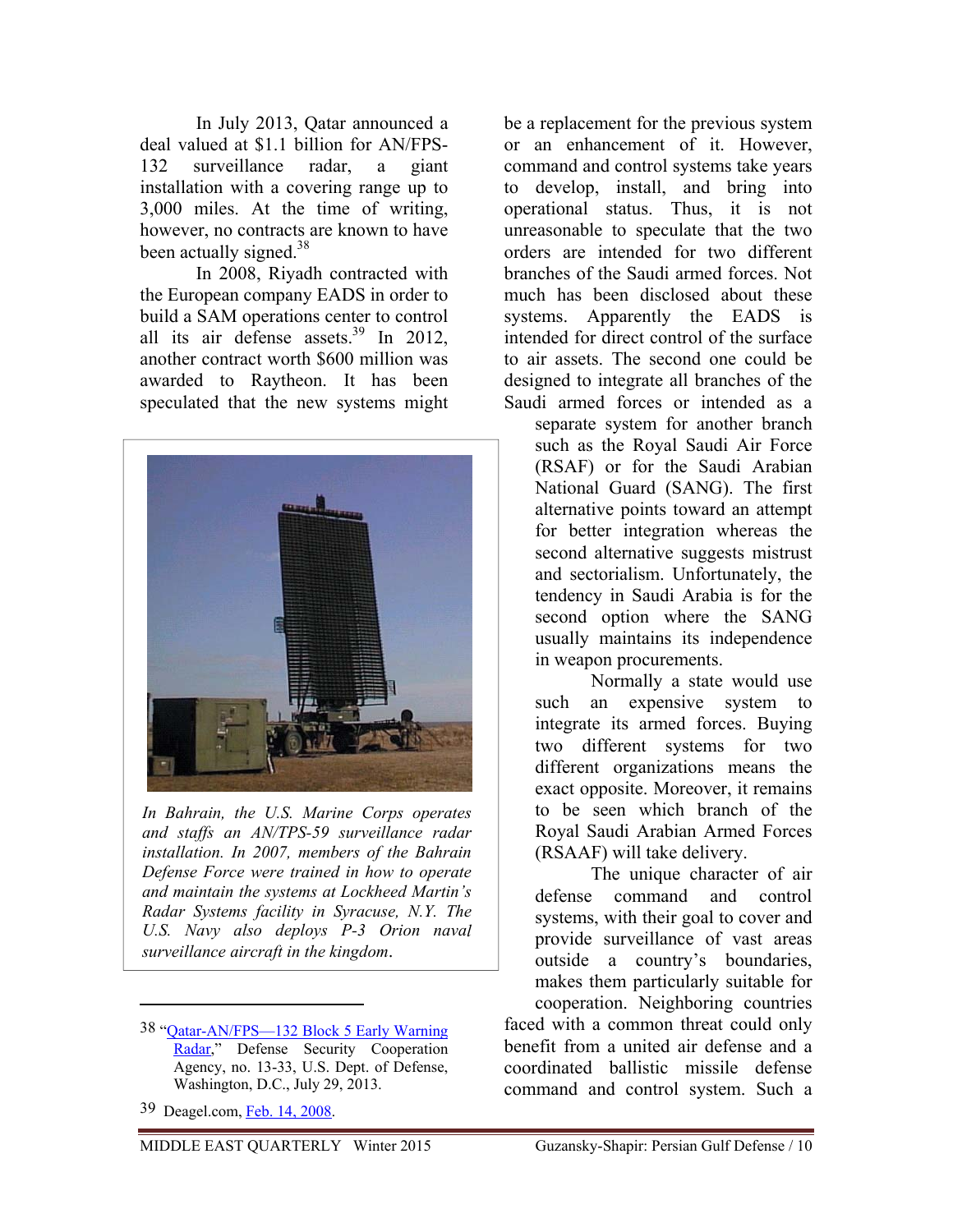In July 2013, Qatar announced a deal valued at $1.1 billion for AN/FPS-132 surveillance radar, a giant installation with a covering range up to 3,000 miles. At the time of writing, however, no contracts are known to have been actually signed.[38]

In 2008, Riyadh contracted with the European company EADS in order to build a SAM operations center to control all its air defense assets.[39] In 2012, another contract worth $600 million was awarded to Raytheon. It has been speculated that the new systems might be a replacement for the previous system or an enhancement of it. However, command and control systems take years to develop, install, and bring into operational status. Thus, it is not unreasonable to speculate that the two orders are intended for two different branches of the Saudi armed forces. Not much has been disclosed about these systems. Apparently the EADS is intended for direct control of the surface to air assets. The second one could be designed to integrate all branches of the Saudi armed forces or intended as a separate system for another branch such as the Royal Saudi Air Force (RSAF) or for the Saudi Arabian National Guard (SANG). The first alternative points toward an attempt for better integration whereas the second alternative suggests mistrust and sectorialism. Unfortunately, the tendency in Saudi Arabia is for the second option where the SANG usually maintains its independence in weapon procurements.

Normally a state would use such an expensive system to integrate its armed forces. Buying two different systems for two different organizations means the exact opposite. Moreover, it remains to be seen which branch of the Royal Saudi Arabian Armed Forces (RSAAF) will take delivery.

The unique character of air defense command and control systems, with their goal to cover and provide surveillance of vast areas outside a country's boundaries, makes them particularly suitable for cooperation. Neighboring countries faced with a common threat could only benefit from a united air defense and a coordinated ballistic missile defense command and control system. Such a

*In Bahrain, the U.S. Marine Corps operates and staffs an AN/TPS-59 surveillance radar installation. In 2007, members of the Bahrain Defense Force were trained in how to operate and maintain the systems at Lockheed Martin's Radar Systems facility in Syracuse, N.Y. The U.S. Navy also deploys P-3 Orion naval surveillance aircraft in the kingdom.*

---

38 "Qatar-AN/FPS—132 Block 5 Early Warning Radar," Defense Security Cooperation Agency, no. 13-33, U.S. Dept. of Defense, Washington, D.C., July 29, 2013.

39 Deagel.com, Feb. 14, 2008.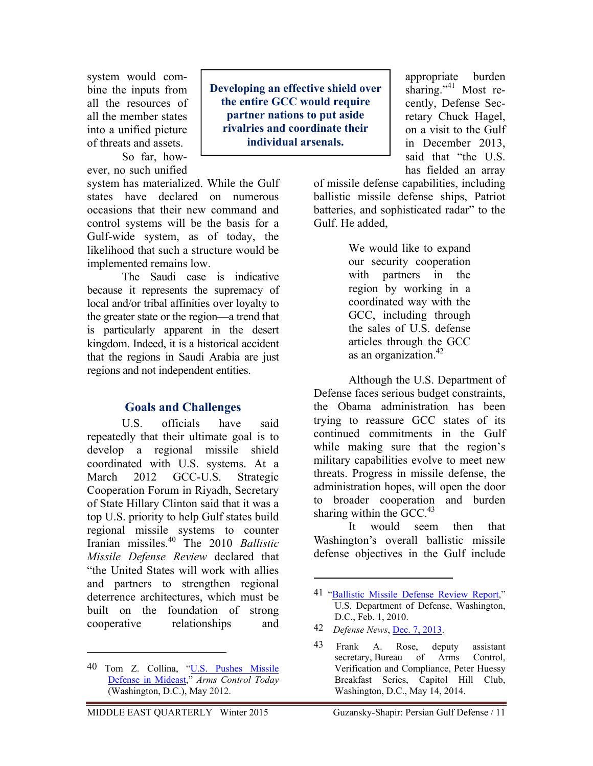system would combine the inputs from all the resources of all the member states into a unified picture of threats and assets.

So far, however, no such unified system has materialized. While the Gulf states have declared on numerous occasions that their new command and control systems will be the basis for a Gulf-wide system, as of today, the likelihood that such a structure would be implemented remains low.

**Developing an effective shield over the entire GCC would require partner nations to put aside rivalries and coordinate their individual arsenals.**

The Saudi case is indicative because it represents the supremacy of local and/or tribal affinities over loyalty to the greater state or the region—a trend that is particularly apparent in the desert kingdom. Indeed, it is a historical accident that the regions in Saudi Arabia are just regions and not independent entities.

## Goals and Challenges

U.S. officials have said repeatedly that their ultimate goal is to develop a regional missile shield coordinated with U.S. systems. At a March 2012 GCC-U.S. Strategic Cooperation Forum in Riyadh, Secretary of State Hillary Clinton said that it was a top U.S. priority to help Gulf states build regional missile systems to counter Iranian missiles.[40] The 2010 *Ballistic Missile Defense Review* declared that "the United States will work with allies and partners to strengthen regional deterrence architectures, which must be built on the foundation of strong cooperative relationships and appropriate burden sharing."[41] Most recently, Defense Secretary Chuck Hagel, on a visit to the Gulf in December 2013, said that "the U.S. has fielded an array of missile defense capabilities, including ballistic missile defense ships, Patriot batteries, and sophisticated radar" to the Gulf. He added,

> We would like to expand our security cooperation with partners in the region by working in a coordinated way with the GCC, including through the sales of U.S. defense articles through the GCC as an organization.[42]

Although the U.S. Department of Defense faces serious budget constraints, the Obama administration has been trying to reassure GCC states of its continued commitments in the Gulf while making sure that the region's military capabilities evolve to meet new threats. Progress in missile defense, the administration hopes, will open the door to broader cooperation and burden sharing within the GCC.[43]

It would seem then that Washington's overall ballistic missile defense objectives in the Gulf include

---

40 Tom Z. Collina, "U.S. Pushes Missile Defense in Mideast," *Arms Control Today* (Washington, D.C.), May 2012.

41 "Ballistic Missile Defense Review Report," U.S. Department of Defense, Washington, D.C., Feb. 1, 2010.

42 *Defense News*, Dec. 7, 2013.

43 Frank A. Rose, deputy assistant secretary, Bureau of Arms Control, Verification and Compliance, Peter Huessy Breakfast Series, Capitol Hill Club, Washington, D.C., May 14, 2014.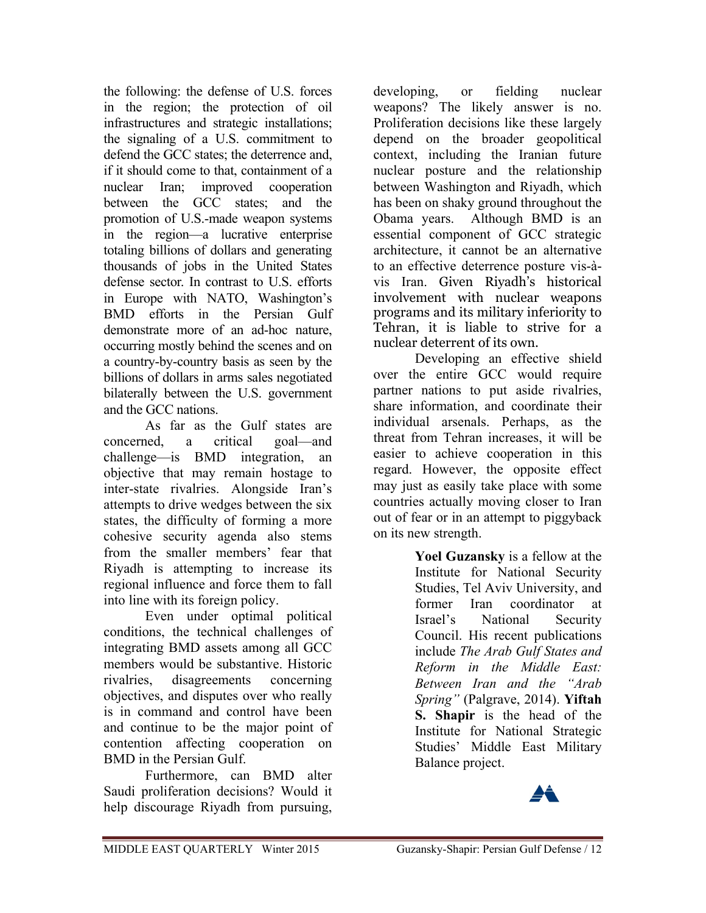the following: the defense of U.S. forces in the region; the protection of oil infrastructures and strategic installations; the signaling of a U.S. commitment to defend the GCC states; the deterrence and, if it should come to that, containment of a nuclear Iran; improved cooperation between the GCC states; and the promotion of U.S.-made weapon systems in the region—a lucrative enterprise totaling billions of dollars and generating thousands of jobs in the United States defense sector. In contrast to U.S. efforts in Europe with NATO, Washington's BMD efforts in the Persian Gulf demonstrate more of an ad-hoc nature, occurring mostly behind the scenes and on a country-by-country basis as seen by the billions of dollars in arms sales negotiated bilaterally between the U.S. government and the GCC nations.

As far as the Gulf states are concerned, a critical goal—and challenge—is BMD integration, an objective that may remain hostage to inter-state rivalries. Alongside Iran's attempts to drive wedges between the six states, the difficulty of forming a more cohesive security agenda also stems from the smaller members' fear that Riyadh is attempting to increase its regional influence and force them to fall into line with its foreign policy.

Even under optimal political conditions, the technical challenges of integrating BMD assets among all GCC members would be substantive. Historic rivalries, disagreements concerning objectives, and disputes over who really is in command and control have been and continue to be the major point of contention affecting cooperation on BMD in the Persian Gulf.

Furthermore, can BMD alter Saudi proliferation decisions? Would it help discourage Riyadh from pursuing, developing, or fielding nuclear weapons? The likely answer is no. Proliferation decisions like these largely depend on the broader geopolitical context, including the Iranian future nuclear posture and the relationship between Washington and Riyadh, which has been on shaky ground throughout the Obama years. Although BMD is an essential component of GCC strategic architecture, it cannot be an alternative to an effective deterrence posture vis-à-vis Iran. Given Riyadh's historical involvement with nuclear weapons programs and its military inferiority to Tehran, it is liable to strive for a nuclear deterrent of its own.

Developing an effective shield over the entire GCC would require partner nations to put aside rivalries, share information, and coordinate their individual arsenals. Perhaps, as the threat from Tehran increases, it will be easier to achieve cooperation in this regard. However, the opposite effect may just as easily take place with some countries actually moving closer to Iran out of fear or in an attempt to piggyback on its new strength.

**Yoel Guzansky** is a fellow at the Institute for National Security Studies, Tel Aviv University, and former Iran coordinator at Israel's National Security Council. His recent publications include *The Arab Gulf States and Reform in the Middle East: Between Iran and the "Arab Spring"* (Palgrave, 2014). **Yiftah S. Shapir** is the head of the Institute for National Strategic Studies' Middle East Military Balance project.